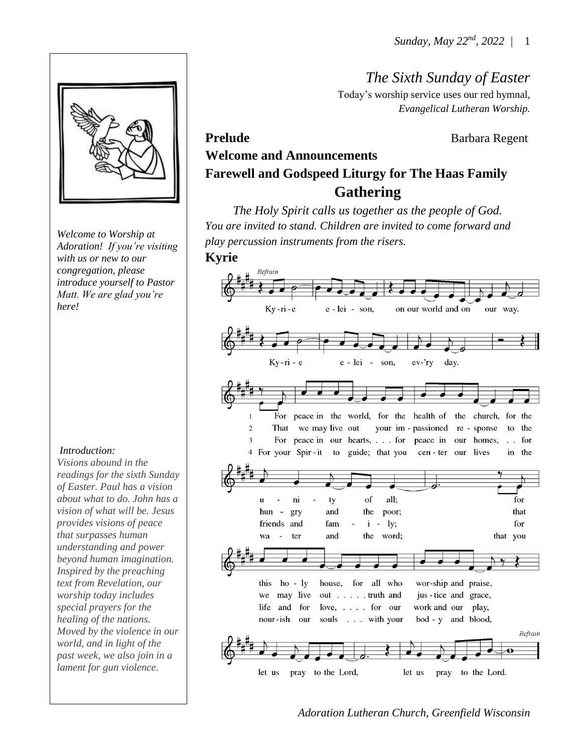# The Sixth Sunday of Easter

Today's worship service uses our red hymnal, *Evangelical Lutheran Worship.*

*Welcome to Worship at Adoration! If you're visiting with us or new to our congregation, please introduce yourself to Pastor Matt. We are glad you're here!*

*Introduction:*
*Visions abound in the readings for the sixth Sunday of Easter. Paul has a vision about what to do. John has a vision of what will be. Jesus provides visions of peace that surpasses human understanding and power beyond human imagination. Inspired by the preaching text from Revelation, our worship today includes special prayers for the healing of the nations. Moved by the violence in our world, and in light of the past week, we also join in a lament for gun violence.*

**Prelude** Barbara Regent

**Welcome and Announcements**

**Farewell and Godspeed Liturgy for The Haas Family**

## Gathering

*The Holy Spirit calls us together as the people of God. You are invited to stand. Children are invited to come forward and play percussion instruments from the risers.*

**Kyrie**

*Refrain*
Kyrie eleison, on our world and on our way.
Kyrie eleison, ev'ry day.

1 For peace in the world, for the health of the church, for the unity of all; for this holy house, for all who worship and praise, let us pray to the Lord, let us pray to the Lord. *Refrain*

2 That we may live out your impassioned response to the hungry and the poor; that we may live out truth and justice and grace, let us pray to the Lord, let us pray to the Lord. *Refrain*

3 For peace in our hearts, for peace in our homes, for friends and family; for life and for love, for our work and our play, let us pray to the Lord, let us pray to the Lord. *Refrain*

4 For your Spirit to guide; that you center our lives in the water and the word; that you nourish our souls with your body and blood, let us pray to the Lord, let us pray to the Lord. *Refrain*

*Adoration Lutheran Church, Greenfield Wisconsin*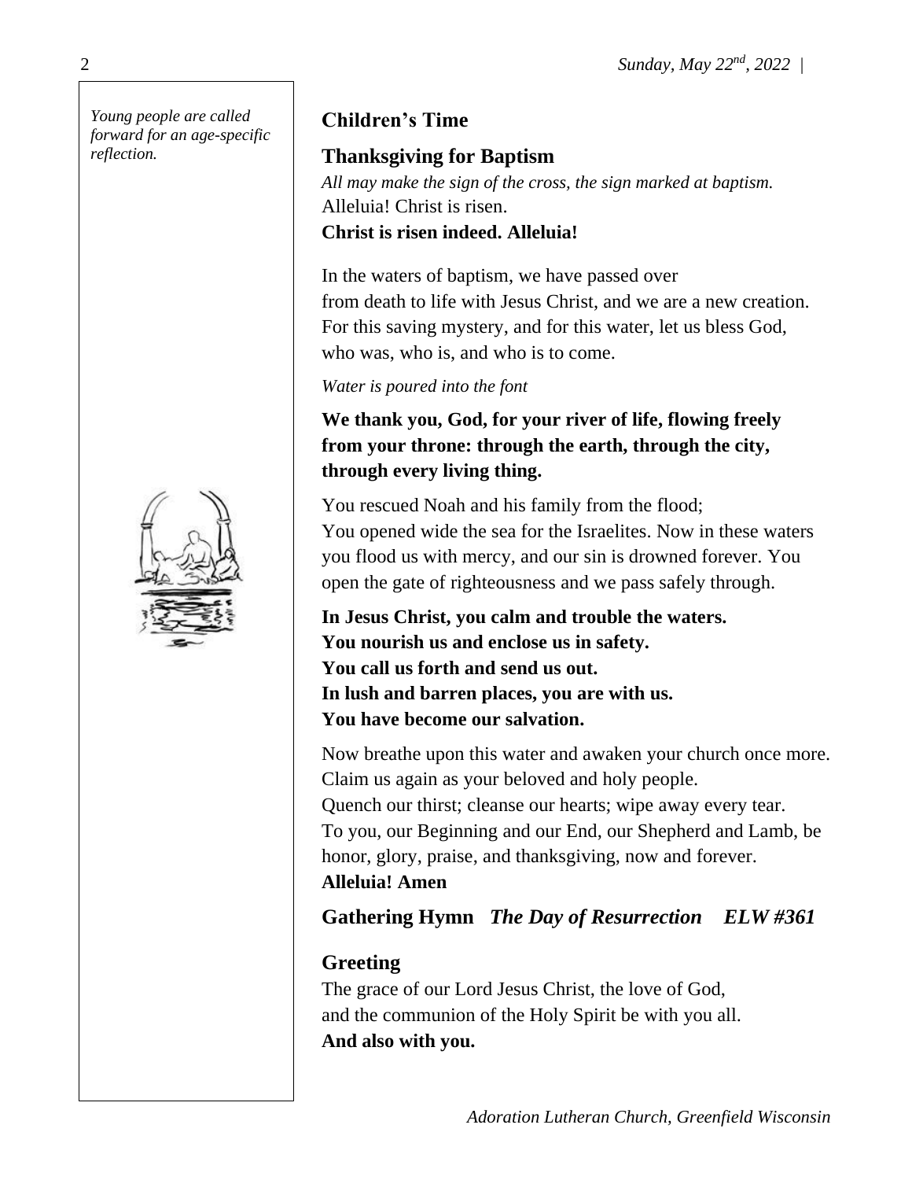*Young people are called forward for an age-specific reflection.*

## Children's Time

## Thanksgiving for Baptism

*All may make the sign of the cross, the sign marked at baptism.*
Alleluia! Christ is risen.
**Christ is risen indeed. Alleluia!**

In the waters of baptism, we have passed over
from death to life with Jesus Christ, and we are a new creation.
For this saving mystery, and for this water, let us bless God,
who was, who is, and who is to come.

*Water is poured into the font*

**We thank you, God, for your river of life, flowing freely from your throne: through the earth, through the city, through every living thing.**

You rescued Noah and his family from the flood;
You opened wide the sea for the Israelites. Now in these waters you flood us with mercy, and our sin is drowned forever. You open the gate of righteousness and we pass safely through.

**In Jesus Christ, you calm and trouble the waters.**
**You nourish us and enclose us in safety.**
**You call us forth and send us out.**
**In lush and barren places, you are with us.**
**You have become our salvation.**

Now breathe upon this water and awaken your church once more.
Claim us again as your beloved and holy people.
Quench our thirst; cleanse our hearts; wipe away every tear.
To you, our Beginning and our End, our Shepherd and Lamb, be honor, glory, praise, and thanksgiving, now and forever.
**Alleluia! Amen**

## Gathering Hymn *The Day of Resurrection* *ELW #361*

## Greeting

The grace of our Lord Jesus Christ, the love of God,
and the communion of the Holy Spirit be with you all.
**And also with you.**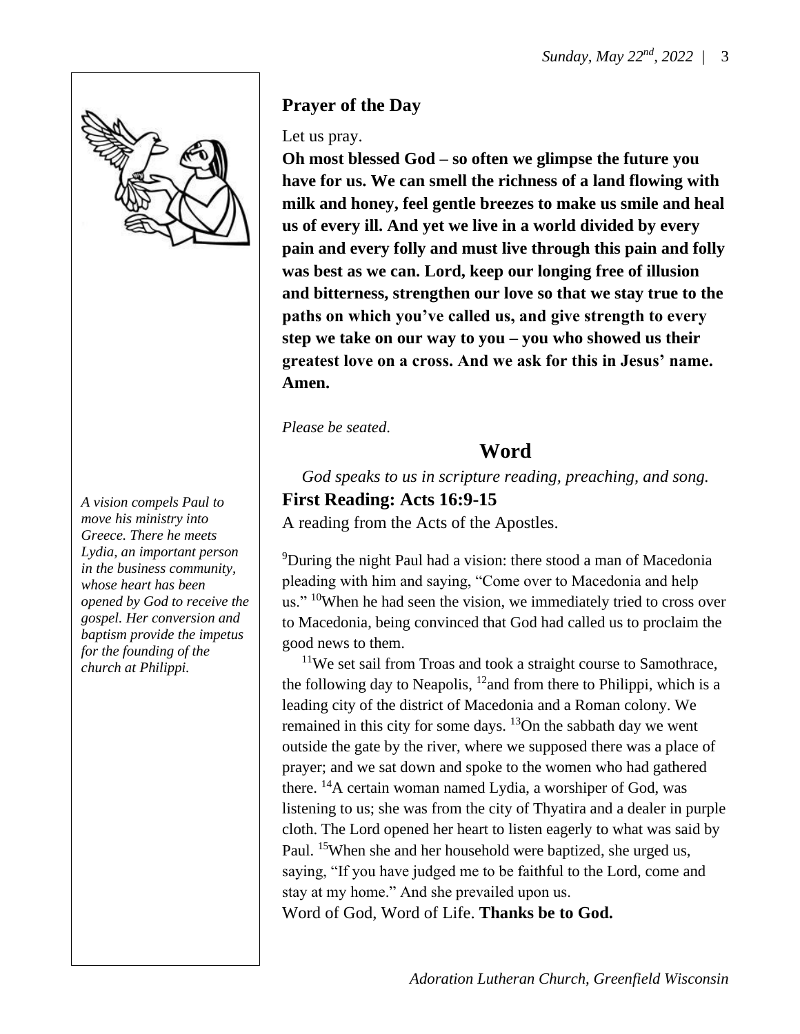## Prayer of the Day

Let us pray.

**Oh most blessed God – so often we glimpse the future you have for us. We can smell the richness of a land flowing with milk and honey, feel gentle breezes to make us smile and heal us of every ill. And yet we live in a world divided by every pain and every folly and must live through this pain and folly was best as we can. Lord, keep our longing free of illusion and bitterness, strengthen our love so that we stay true to the paths on which you've called us, and give strength to every step we take on our way to you – you who showed us their greatest love on a cross. And we ask for this in Jesus' name. Amen.**

*Please be seated.*

# Word

*God speaks to us in scripture reading, preaching, and song.*

### First Reading: Acts 16:9-15

*A vision compels Paul to move his ministry into Greece. There he meets Lydia, an important person in the business community, whose heart has been opened by God to receive the gospel. Her conversion and baptism provide the impetus for the founding of the church at Philippi.*

A reading from the Acts of the Apostles.

[9]During the night Paul had a vision: there stood a man of Macedonia pleading with him and saying, "Come over to Macedonia and help us." [10]When he had seen the vision, we immediately tried to cross over to Macedonia, being convinced that God had called us to proclaim the good news to them.

[11]We set sail from Troas and took a straight course to Samothrace, the following day to Neapolis, [12]and from there to Philippi, which is a leading city of the district of Macedonia and a Roman colony. We remained in this city for some days. [13]On the sabbath day we went outside the gate by the river, where we supposed there was a place of prayer; and we sat down and spoke to the women who had gathered there. [14]A certain woman named Lydia, a worshiper of God, was listening to us; she was from the city of Thyatira and a dealer in purple cloth. The Lord opened her heart to listen eagerly to what was said by Paul. [15]When she and her household were baptized, she urged us, saying, "If you have judged me to be faithful to the Lord, come and stay at my home." And she prevailed upon us.

Word of God, Word of Life. **Thanks be to God.**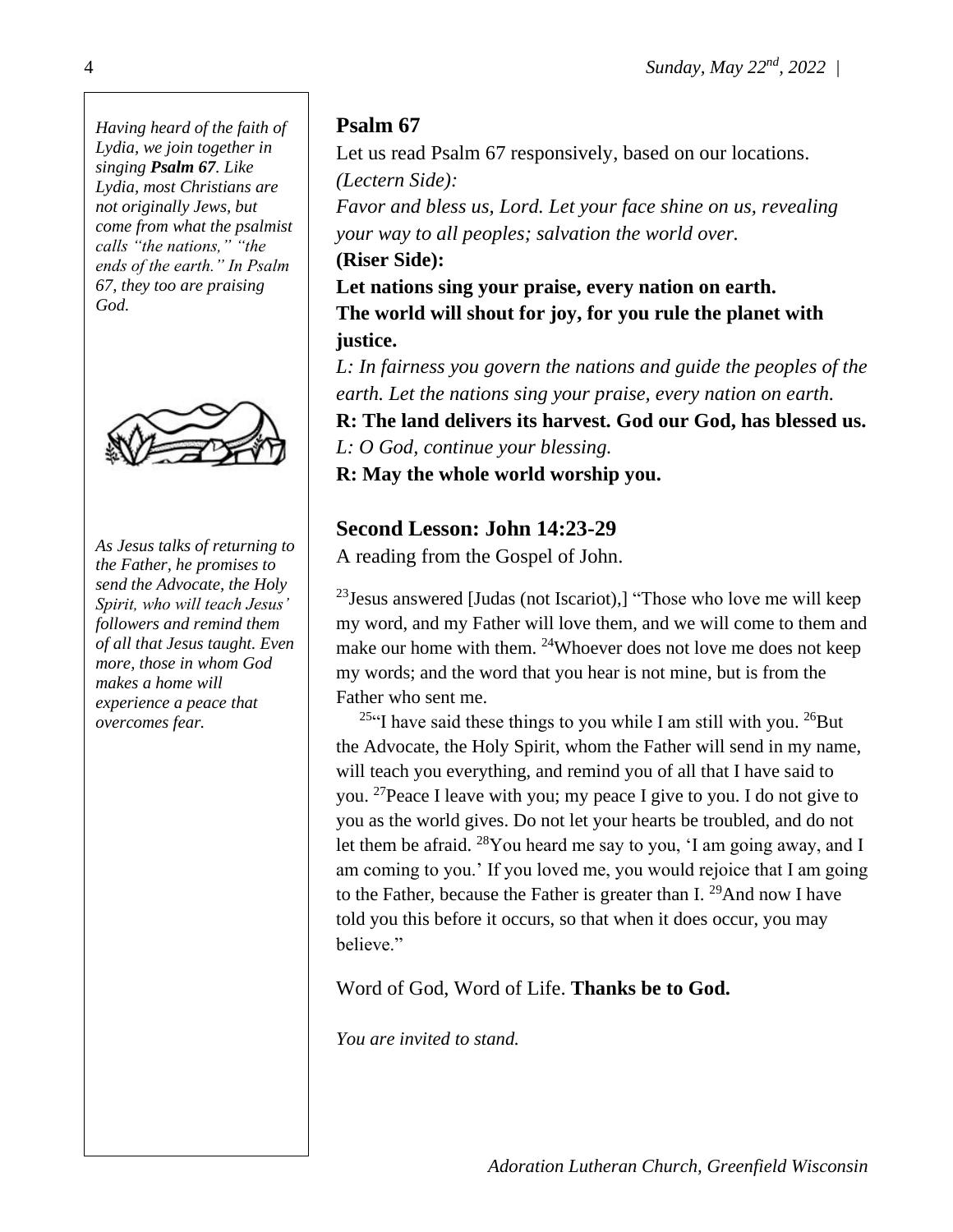*Having heard of the faith of Lydia, we join together in singing **Psalm 67**. Like Lydia, most Christians are not originally Jews, but come from what the psalmist calls "the nations," "the ends of the earth." In Psalm 67, they too are praising God.*

## Psalm 67

Let us read Psalm 67 responsively, based on our locations.

*(Lectern Side):*

*Favor and bless us, Lord. Let your face shine on us, revealing your way to all peoples; salvation the world over.*

**(Riser Side):**

**Let nations sing your praise, every nation on earth.**
**The world will shout for joy, for you rule the planet with justice.**

*L: In fairness you govern the nations and guide the peoples of the earth. Let the nations sing your praise, every nation on earth.*

**R: The land delivers its harvest. God our God, has blessed us.**

*L: O God, continue your blessing.*

**R: May the whole world worship you.**

*As Jesus talks of returning to the Father, he promises to send the Advocate, the Holy Spirit, who will teach Jesus' followers and remind them of all that Jesus taught. Even more, those in whom God makes a home will experience a peace that overcomes fear.*

## Second Lesson: John 14:23-29

A reading from the Gospel of John.

[23]Jesus answered [Judas (not Iscariot),] "Those who love me will keep my word, and my Father will love them, and we will come to them and make our home with them. [24]Whoever does not love me does not keep my words; and the word that you hear is not mine, but is from the Father who sent me.

[25]"I have said these things to you while I am still with you. [26]But the Advocate, the Holy Spirit, whom the Father will send in my name, will teach you everything, and remind you of all that I have said to you. [27]Peace I leave with you; my peace I give to you. I do not give to you as the world gives. Do not let your hearts be troubled, and do not let them be afraid. [28]You heard me say to you, 'I am going away, and I am coming to you.' If you loved me, you would rejoice that I am going to the Father, because the Father is greater than I. [29]And now I have told you this before it occurs, so that when it does occur, you may believe."

Word of God, Word of Life. **Thanks be to God.**

*You are invited to stand.*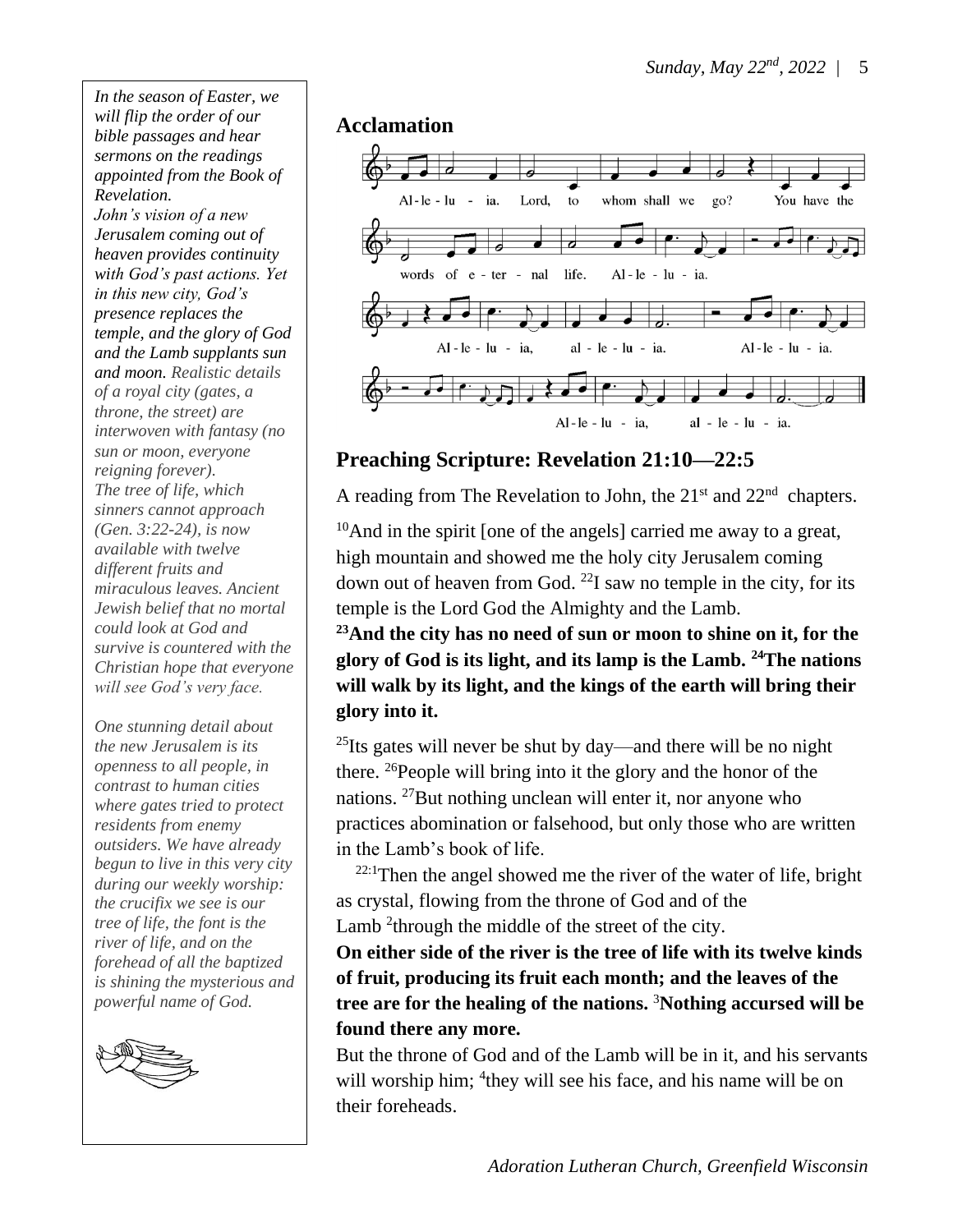*In the season of Easter, we will flip the order of our bible passages and hear sermons on the readings appointed from the Book of Revelation.*

*John's vision of a new Jerusalem coming out of heaven provides continuity with God's past actions. Yet in this new city, God's presence replaces the temple, and the glory of God and the Lamb supplants sun and moon. Realistic details of a royal city (gates, a throne, the street) are interwoven with fantasy (no sun or moon, everyone reigning forever).*

*The tree of life, which sinners cannot approach (Gen. 3:22-24), is now available with twelve different fruits and miraculous leaves. Ancient Jewish belief that no mortal could look at God and survive is countered with the Christian hope that everyone will see God's very face.*

*One stunning detail about the new Jerusalem is its openness to all people, in contrast to human cities where gates tried to protect residents from enemy outsiders. We have already begun to live in this very city during our weekly worship: the crucifix we see is our tree of life, the font is the river of life, and on the forehead of all the baptized is shining the mysterious and powerful name of God.*

## Acclamation

Al-le-lu-ia. Lord, to whom shall we go? You have the words of e-ter-nal life. Al-le-lu-ia. Al-le-lu-ia, al-le-lu-ia. Al-le-lu-ia. Al-le-lu-ia, al-le-lu-ia.

## Preaching Scripture: Revelation 21:10—22:5

A reading from The Revelation to John, the 21st and 22nd chapters.

[10]And in the spirit [one of the angels] carried me away to a great, high mountain and showed me the holy city Jerusalem coming down out of heaven from God. [22]I saw no temple in the city, for its temple is the Lord God the Almighty and the Lamb.

**[23]And the city has no need of sun or moon to shine on it, for the glory of God is its light, and its lamp is the Lamb. [24]The nations will walk by its light, and the kings of the earth will bring their glory into it.**

[25]Its gates will never be shut by day—and there will be no night there. [26]People will bring into it the glory and the honor of the nations. [27]But nothing unclean will enter it, nor anyone who practices abomination or falsehood, but only those who are written in the Lamb's book of life.

[22:1]Then the angel showed me the river of the water of life, bright as crystal, flowing from the throne of God and of the Lamb [2]through the middle of the street of the city.

**On either side of the river is the tree of life with its twelve kinds of fruit, producing its fruit each month; and the leaves of the tree are for the healing of the nations. [3]Nothing accursed will be found there any more.**

But the throne of God and of the Lamb will be in it, and his servants will worship him; [4]they will see his face, and his name will be on their foreheads.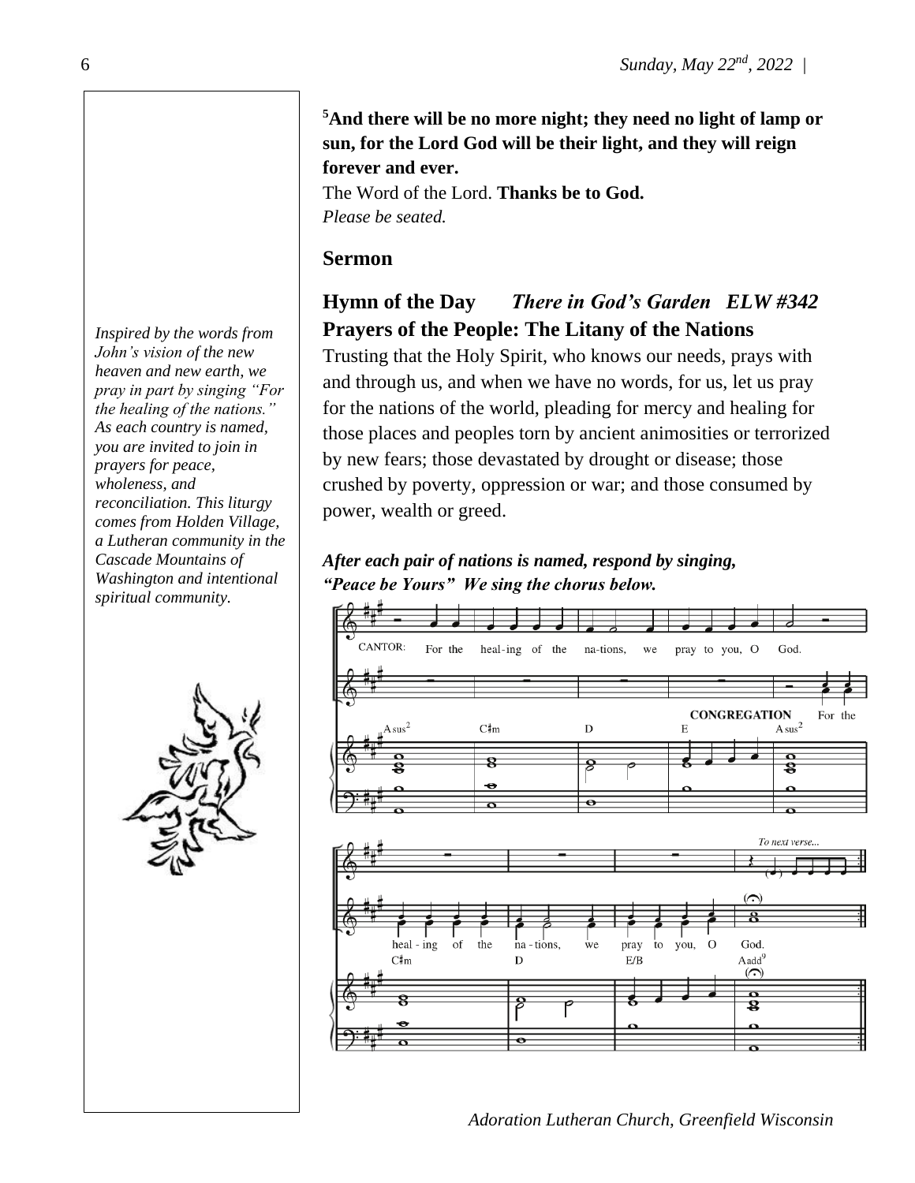[5]**And there will be no more night; they need no light of lamp or sun, for the Lord God will be their light, and they will reign forever and ever.**

The Word of the Lord. **Thanks be to God.**

*Please be seated.*

## Sermon

## Hymn of the Day *There in God's Garden ELW #342*

## Prayers of the People: The Litany of the Nations

*Inspired by the words from John's vision of the new heaven and new earth, we pray in part by singing "For the healing of the nations." As each country is named, you are invited to join in prayers for peace, wholeness, and reconciliation. This liturgy comes from Holden Village, a Lutheran community in the Cascade Mountains of Washington and intentional spiritual community.*

Trusting that the Holy Spirit, who knows our needs, prays with and through us, and when we have no words, for us, let us pray for the nations of the world, pleading for mercy and healing for those places and peoples torn by ancient animosities or terrorized by new fears; those devastated by drought or disease; those crushed by poverty, oppression or war; and those consumed by power, wealth or greed.

***After each pair of nations is named, respond by singing, "Peace be Yours" We sing the chorus below.***

CANTOR: For the healing of the nations, we pray to you, O God.

CONGREGATION: For the healing of the nations, we pray to you, O God.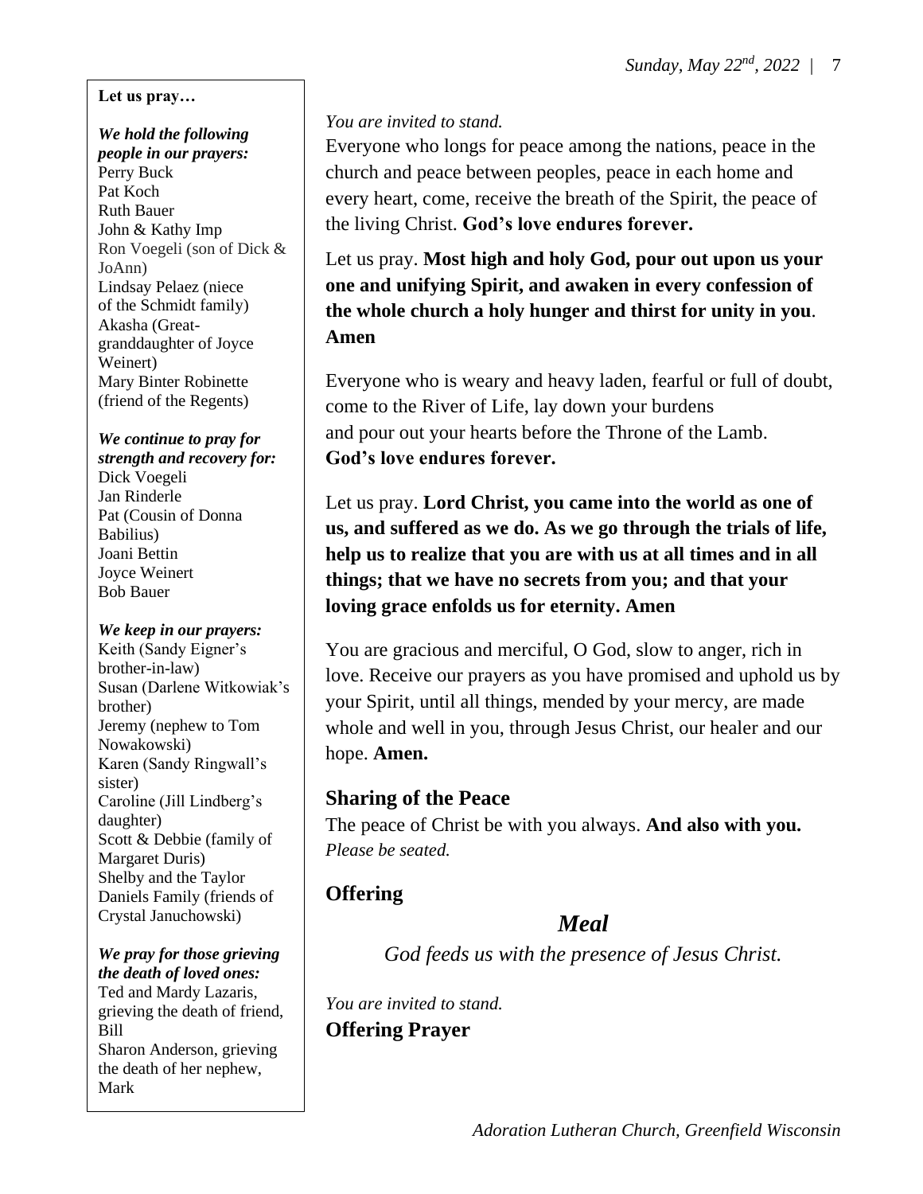**Let us pray…**

***We hold the following people in our prayers:***
Perry Buck
Pat Koch
Ruth Bauer
John & Kathy Imp
Ron Voegeli (son of Dick & JoAnn)
Lindsay Pelaez (niece of the Schmidt family)
Akasha (Great-granddaughter of Joyce Weinert)
Mary Binter Robinette (friend of the Regents)

***We continue to pray for strength and recovery for:***
Dick Voegeli
Jan Rinderle
Pat (Cousin of Donna Babilius)
Joani Bettin
Joyce Weinert
Bob Bauer

***We keep in our prayers:***
Keith (Sandy Eigner's brother-in-law)
Susan (Darlene Witkowiak's brother)
Jeremy (nephew to Tom Nowakowski)
Karen (Sandy Ringwall's sister)
Caroline (Jill Lindberg's daughter)
Scott & Debbie (family of Margaret Duris)
Shelby and the Taylor Daniels Family (friends of Crystal Januchowski)

***We pray for those grieving the death of loved ones:***
Ted and Mardy Lazaris, grieving the death of friend, Bill
Sharon Anderson, grieving the death of her nephew, Mark

*You are invited to stand.*

Everyone who longs for peace among the nations, peace in the church and peace between peoples, peace in each home and every heart, come, receive the breath of the Spirit, the peace of the living Christ. **God's love endures forever.**

Let us pray. **Most high and holy God, pour out upon us your one and unifying Spirit, and awaken in every confession of the whole church a holy hunger and thirst for unity in you. Amen**

Everyone who is weary and heavy laden, fearful or full of doubt, come to the River of Life, lay down your burdens and pour out your hearts before the Throne of the Lamb. **God's love endures forever.**

Let us pray. **Lord Christ, you came into the world as one of us, and suffered as we do. As we go through the trials of life, help us to realize that you are with us at all times and in all things; that we have no secrets from you; and that your loving grace enfolds us for eternity. Amen**

You are gracious and merciful, O God, slow to anger, rich in love. Receive our prayers as you have promised and uphold us by your Spirit, until all things, mended by your mercy, are made whole and well in you, through Jesus Christ, our healer and our hope. **Amen.**

## Sharing of the Peace

The peace of Christ be with you always. **And also with you.**
*Please be seated.*

## Offering

# *Meal*

*God feeds us with the presence of Jesus Christ.*

*You are invited to stand.*

## Offering Prayer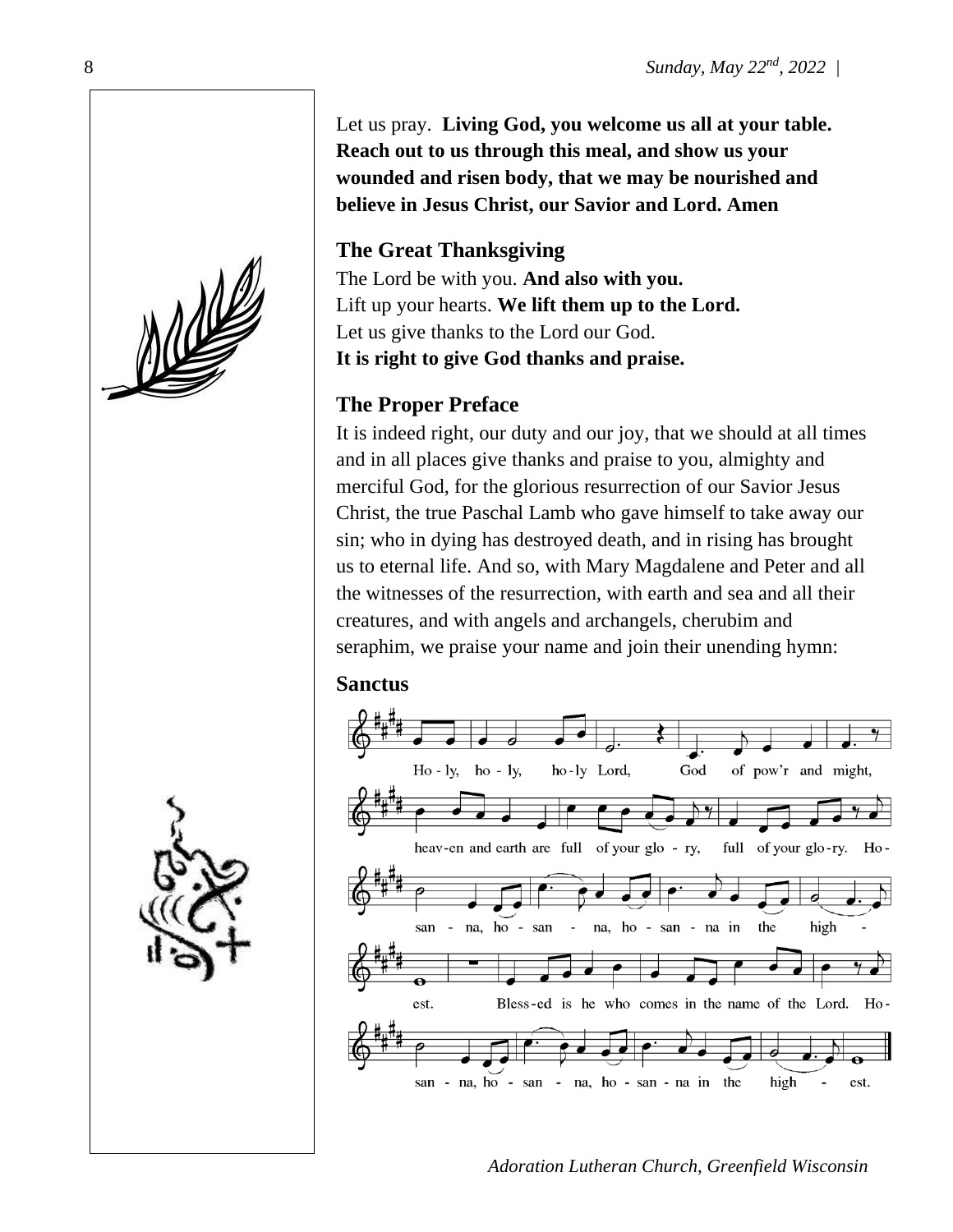Let us pray. **Living God, you welcome us all at your table. Reach out to us through this meal, and show us your wounded and risen body, that we may be nourished and believe in Jesus Christ, our Savior and Lord. Amen**

### The Great Thanksgiving

The Lord be with you. **And also with you.**
Lift up your hearts. **We lift them up to the Lord.**
Let us give thanks to the Lord our God.
**It is right to give God thanks and praise.**

### The Proper Preface

It is indeed right, our duty and our joy, that we should at all times and in all places give thanks and praise to you, almighty and merciful God, for the glorious resurrection of our Savior Jesus Christ, the true Paschal Lamb who gave himself to take away our sin; who in dying has destroyed death, and in rising has brought us to eternal life. And so, with Mary Magdalene and Peter and all the witnesses of the resurrection, with earth and sea and all their creatures, and with angels and archangels, cherubim and seraphim, we praise your name and join their unending hymn:

### Sanctus

Holy, holy, holy Lord, God of pow'r and might, heaven and earth are full of your glory, full of your glory. Hosanna, hosanna, hosanna in the highest. Blessed is he who comes in the name of the Lord. Hosanna, hosanna, hosanna in the highest.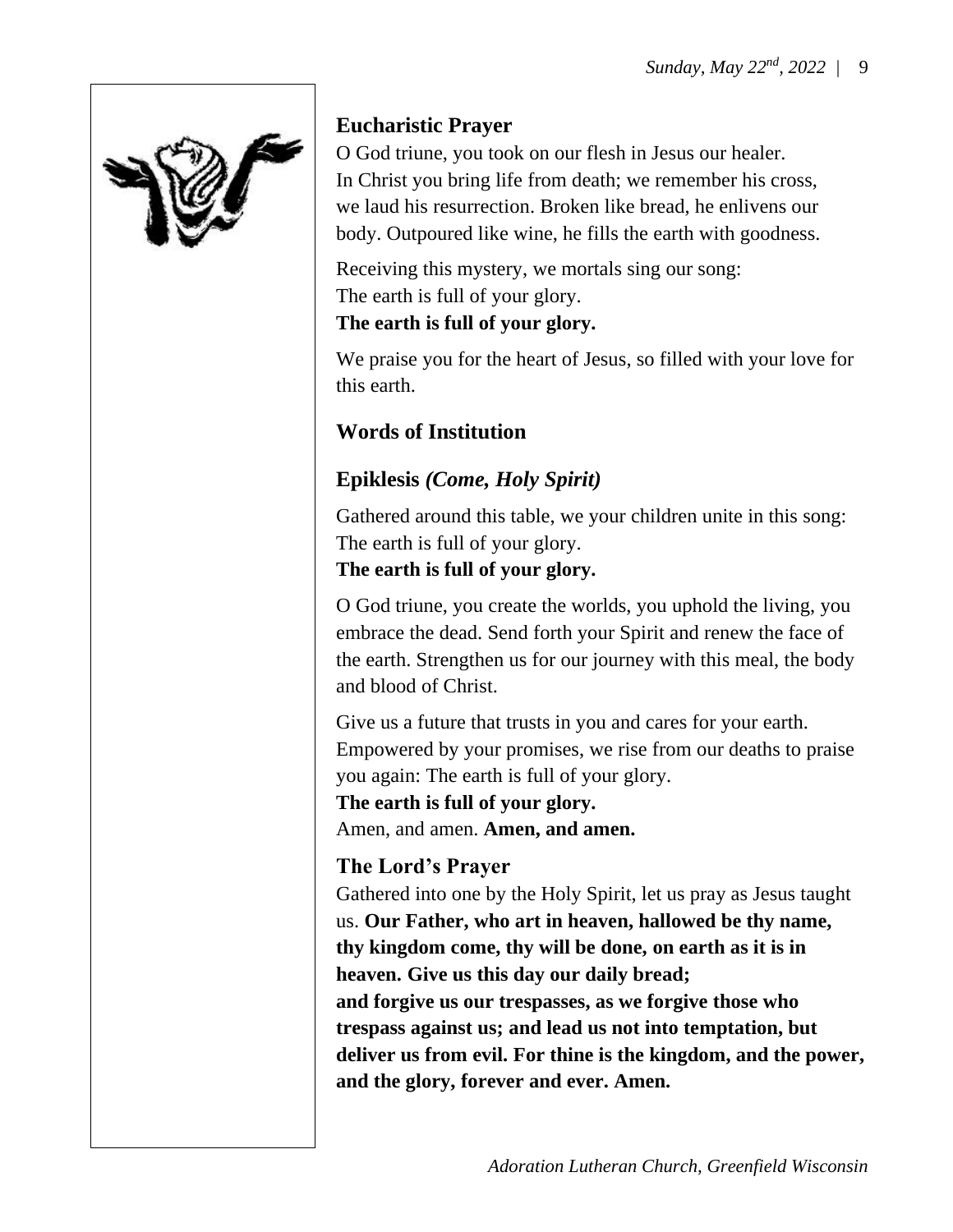## Eucharistic Prayer

O God triune, you took on our flesh in Jesus our healer. In Christ you bring life from death; we remember his cross, we laud his resurrection. Broken like bread, he enlivens our body. Outpoured like wine, he fills the earth with goodness.

Receiving this mystery, we mortals sing our song:
The earth is full of your glory.
**The earth is full of your glory.**

We praise you for the heart of Jesus, so filled with your love for this earth.

## Words of Institution

## Epiklesis *(Come, Holy Spirit)*

Gathered around this table, we your children unite in this song:
The earth is full of your glory.
**The earth is full of your glory.**

O God triune, you create the worlds, you uphold the living, you embrace the dead. Send forth your Spirit and renew the face of the earth. Strengthen us for our journey with this meal, the body and blood of Christ.

Give us a future that trusts in you and cares for your earth. Empowered by your promises, we rise from our deaths to praise you again: The earth is full of your glory.
**The earth is full of your glory.**
Amen, and amen. **Amen, and amen.**

## The Lord's Prayer

Gathered into one by the Holy Spirit, let us pray as Jesus taught us. **Our Father, who art in heaven, hallowed be thy name, thy kingdom come, thy will be done, on earth as it is in heaven. Give us this day our daily bread; and forgive us our trespasses, as we forgive those who trespass against us; and lead us not into temptation, but deliver us from evil. For thine is the kingdom, and the power, and the glory, forever and ever. Amen.**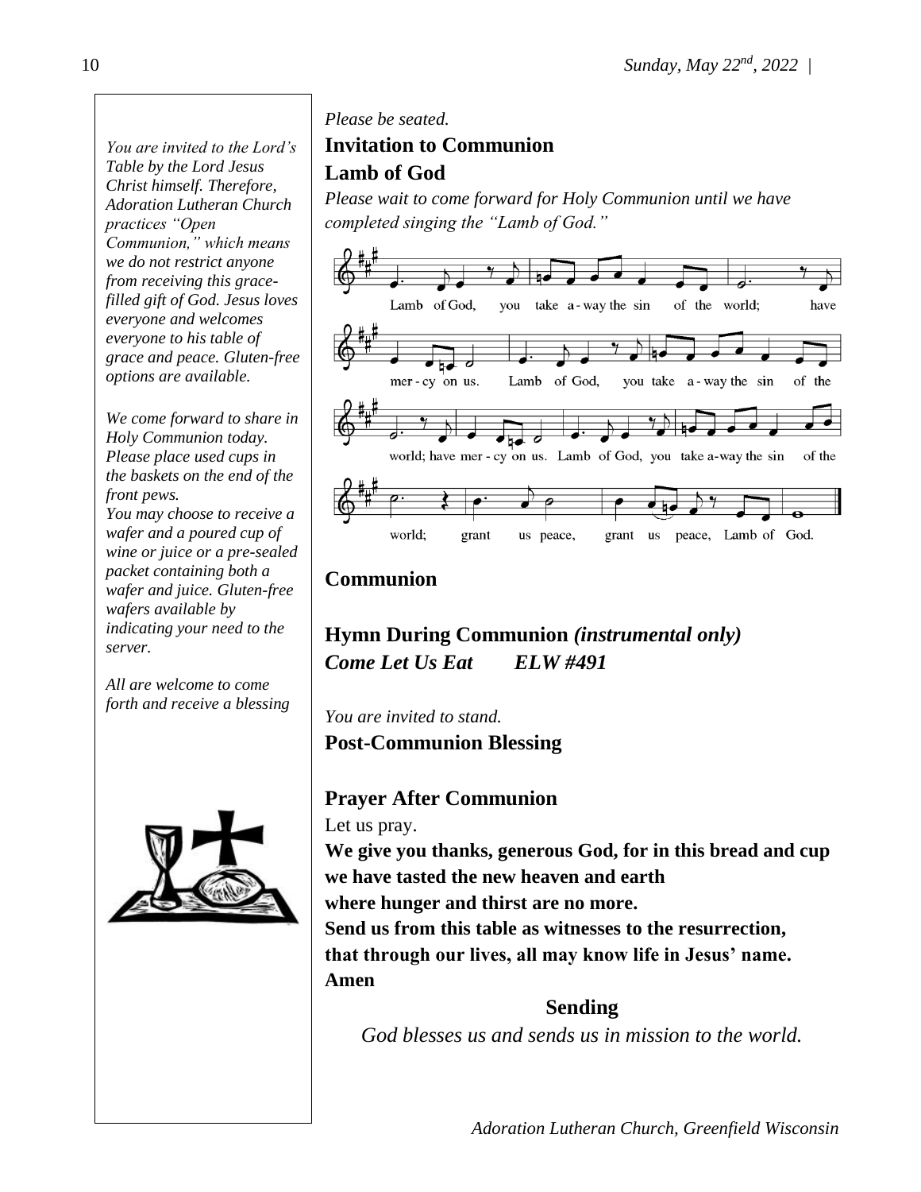*You are invited to the Lord's Table by the Lord Jesus Christ himself. Therefore, Adoration Lutheran Church practices "Open Communion," which means we do not restrict anyone from receiving this grace-filled gift of God. Jesus loves everyone and welcomes everyone to his table of grace and peace. Gluten-free options are available.*

*We come forward to share in Holy Communion today. Please place used cups in the baskets on the end of the front pews.*
*You may choose to receive a wafer and a poured cup of wine or juice or a pre-sealed packet containing both a wafer and juice. Gluten-free wafers available by indicating your need to the server.*

*All are welcome to come forth and receive a blessing*

*Please be seated.*

**Invitation to Communion**

**Lamb of God**

*Please wait to come forward for Holy Communion until we have completed singing the "Lamb of God."*

Lamb of God, you take away the sin of the world; have mercy on us.
Lamb of God, you take away the sin of the world; have mercy on us.
Lamb of God, you take away the sin of the world; grant us peace, grant us peace, Lamb of God.

**Communion**

**Hymn During Communion** ***(instrumental only)***
***Come Let Us Eat ELW #491***

*You are invited to stand.*

**Post-Communion Blessing**

**Prayer After Communion**

Let us pray.
**We give you thanks, generous God, for in this bread and cup**
**we have tasted the new heaven and earth**
**where hunger and thirst are no more.**
**Send us from this table as witnesses to the resurrection,**
**that through our lives, all may know life in Jesus' name.**
**Amen**

**Sending**

*God blesses us and sends us in mission to the world.*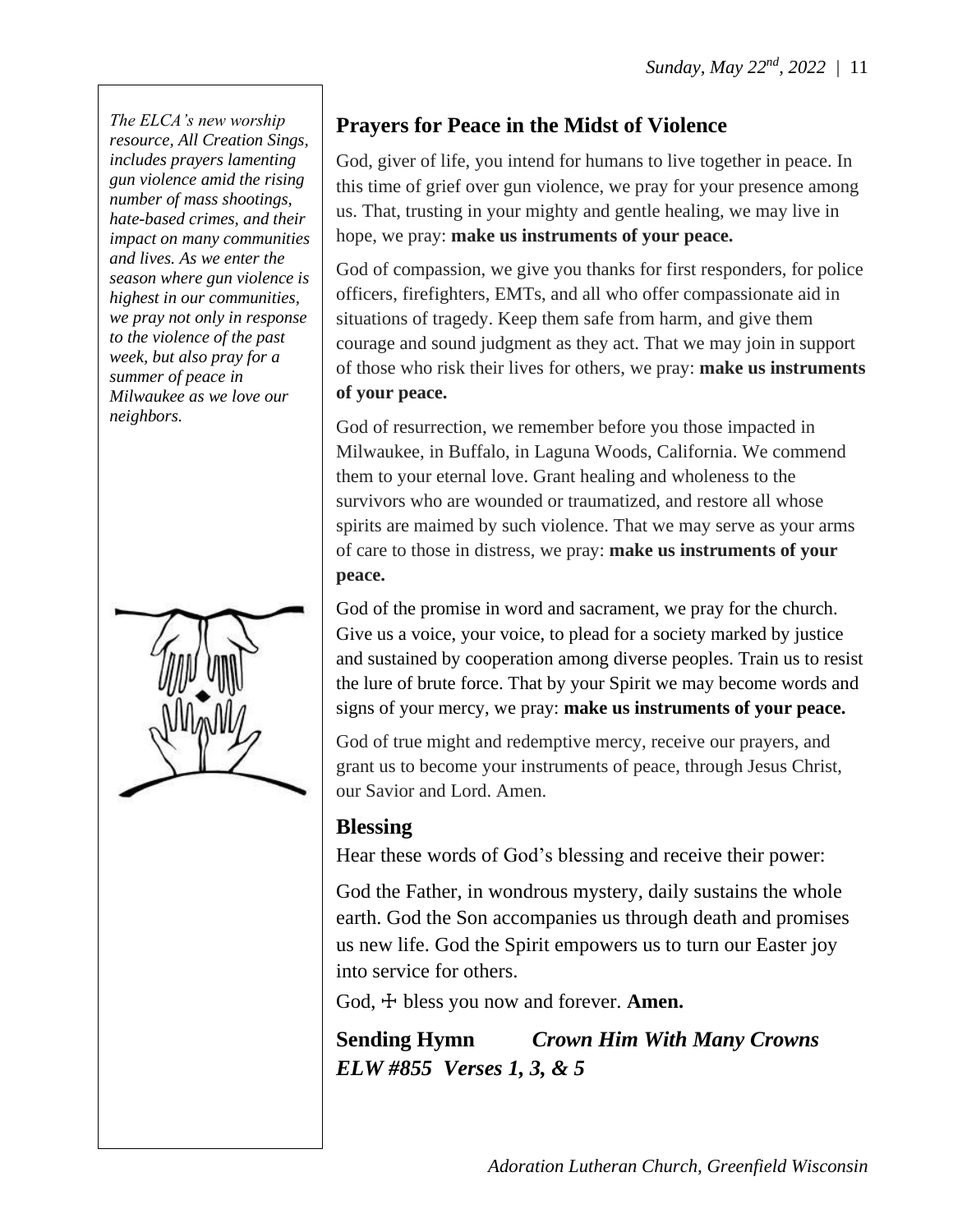*The ELCA's new worship resource, All Creation Sings, includes prayers lamenting gun violence amid the rising number of mass shootings, hate-based crimes, and their impact on many communities and lives. As we enter the season where gun violence is highest in our communities, we pray not only in response to the violence of the past week, but also pray for a summer of peace in Milwaukee as we love our neighbors.*

## Prayers for Peace in the Midst of Violence

God, giver of life, you intend for humans to live together in peace. In this time of grief over gun violence, we pray for your presence among us. That, trusting in your mighty and gentle healing, we may live in hope, we pray: **make us instruments of your peace.**

God of compassion, we give you thanks for first responders, for police officers, firefighters, EMTs, and all who offer compassionate aid in situations of tragedy. Keep them safe from harm, and give them courage and sound judgment as they act. That we may join in support of those who risk their lives for others, we pray: **make us instruments of your peace.**

God of resurrection, we remember before you those impacted in Milwaukee, in Buffalo, in Laguna Woods, California. We commend them to your eternal love. Grant healing and wholeness to the survivors who are wounded or traumatized, and restore all whose spirits are maimed by such violence. That we may serve as your arms of care to those in distress, we pray: **make us instruments of your peace.**

God of the promise in word and sacrament, we pray for the church. Give us a voice, your voice, to plead for a society marked by justice and sustained by cooperation among diverse peoples. Train us to resist the lure of brute force. That by your Spirit we may become words and signs of your mercy, we pray: **make us instruments of your peace.**

God of true might and redemptive mercy, receive our prayers, and grant us to become your instruments of peace, through Jesus Christ, our Savior and Lord. Amen.

## Blessing

Hear these words of God's blessing and receive their power:

God the Father, in wondrous mystery, daily sustains the whole earth. God the Son accompanies us through death and promises us new life. God the Spirit empowers us to turn our Easter joy into service for others.

God, ☩ bless you now and forever. **Amen.**

## Sending Hymn *Crown Him With Many Crowns*

***ELW #855 Verses 1, 3, & 5***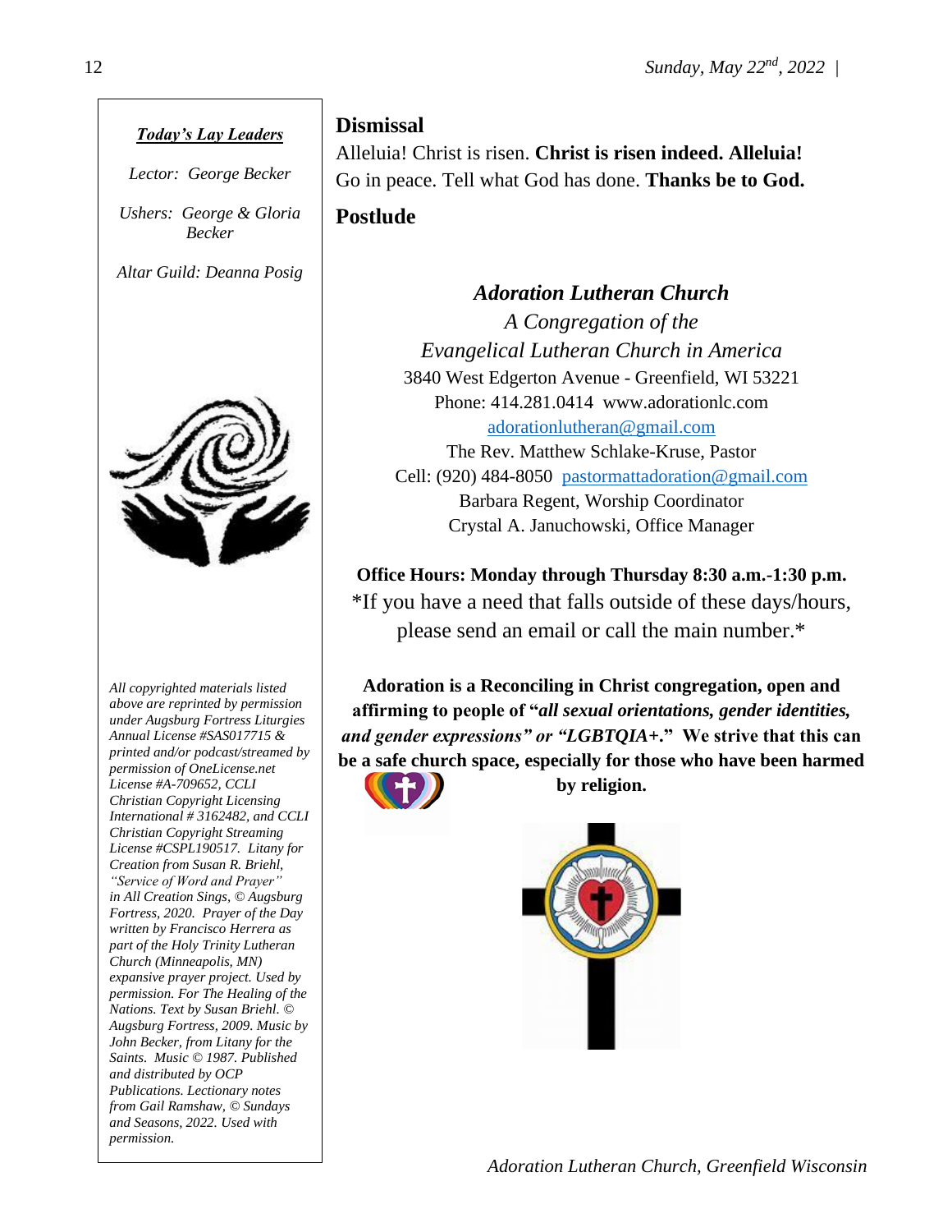***Today's Lay Leaders***

*Lector: George Becker*

*Ushers: George & Gloria Becker*

*Altar Guild: Deanna Posig*

*All copyrighted materials listed above are reprinted by permission under Augsburg Fortress Liturgies Annual License #SAS017715 & printed and/or podcast/streamed by permission of OneLicense.net License #A-709652, CCLI Christian Copyright Licensing International # 3162482, and CCLI Christian Copyright Streaming License #CSPL190517. Litany for Creation from Susan R. Briehl, "Service of Word and Prayer" in All Creation Sings, © Augsburg Fortress, 2020. Prayer of the Day written by Francisco Herrera as part of the Holy Trinity Lutheran Church (Minneapolis, MN) expansive prayer project. Used by permission. For The Healing of the Nations. Text by Susan Briehl. © Augsburg Fortress, 2009. Music by John Becker, from Litany for the Saints. Music © 1987. Published and distributed by OCP Publications. Lectionary notes from Gail Ramshaw, © Sundays and Seasons, 2022. Used with permission.*

## Dismissal

Alleluia! Christ is risen. **Christ is risen indeed. Alleluia!**
Go in peace. Tell what God has done. **Thanks be to God.**

## Postlude

***Adoration Lutheran Church***
*A Congregation of the*
*Evangelical Lutheran Church in America*
3840 West Edgerton Avenue - Greenfield, WI 53221
Phone: 414.281.0414 www.adorationlc.com
adorationlutheran@gmail.com
The Rev. Matthew Schlake-Kruse, Pastor
Cell: (920) 484-8050 pastormattadoration@gmail.com
Barbara Regent, Worship Coordinator
Crystal A. Januchowski, Office Manager

**Office Hours: Monday through Thursday 8:30 a.m.-1:30 p.m.**
*If you have a need that falls outside of these days/hours, please send an email or call the main number.*

**Adoration is a Reconciling in Christ congregation, open and affirming to people of "*all sexual orientations, gender identities, and gender expressions" or "LGBTQIA+*." We strive that this can be a safe church space, especially for those who have been harmed by religion.**